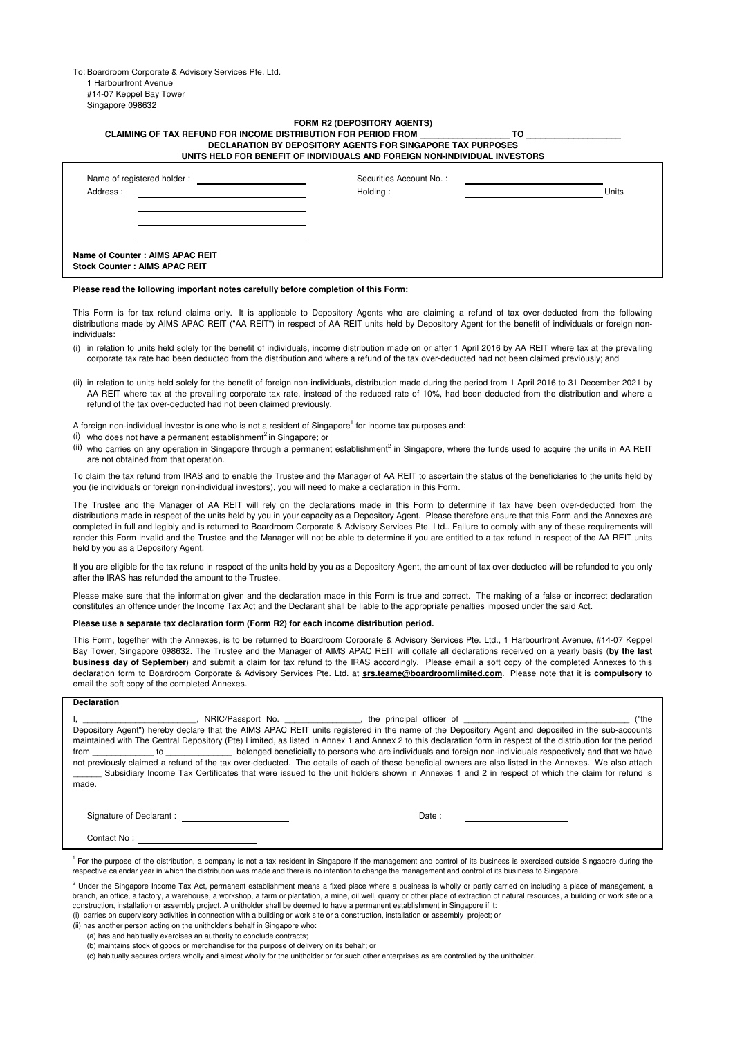To: Boardroom Corporate & Advisory Services Pte. Ltd.
1 Harbourfront Avenue
#14-07 Keppel Bay Tower
Singapore 098632

**FORM R2 (DEPOSITORY AGENTS)**

**CLAIMING OF TAX REFUND FOR INCOME DISTRIBUTION FOR PERIOD FROM __________________ TO __________________**

**DECLARATION BY DEPOSITORY AGENTS FOR SINGAPORE TAX PURPOSES**

**UNITS HELD FOR BENEFIT OF INDIVIDUALS AND FOREIGN NON-INDIVIDUAL INVESTORS**

Name of registered holder : ______________________ Securities Account No. : ______________________

Address : ______________________ Holding : ______________________ Units

______________________

______________________

______________________

**Name of Counter : AIMS APAC REIT**
**Stock Counter : AIMS APAC REIT**

**Please read the following important notes carefully before completion of this Form:**

This Form is for tax refund claims only. It is applicable to Depository Agents who are claiming a refund of tax over-deducted from the following distributions made by AIMS APAC REIT ("AA REIT") in respect of AA REIT units held by Depository Agent for the benefit of individuals or foreign non-individuals:

(i) in relation to units held solely for the benefit of individuals, income distribution made on or after 1 April 2016 by AA REIT where tax at the prevailing corporate tax rate had been deducted from the distribution and where a refund of the tax over-deducted had not been claimed previously; and

(ii) in relation to units held solely for the benefit of foreign non-individuals, distribution made during the period from 1 April 2016 to 31 December 2021 by AA REIT where tax at the prevailing corporate tax rate, instead of the reduced rate of 10%, had been deducted from the distribution and where a refund of the tax over-deducted had not been claimed previously.

A foreign non-individual investor is one who is not a resident of Singapore[1] for income tax purposes and:

(i) who does not have a permanent establishment[2] in Singapore; or

(ii) who carries on any operation in Singapore through a permanent establishment[2] in Singapore, where the funds used to acquire the units in AA REIT are not obtained from that operation.

To claim the tax refund from IRAS and to enable the Trustee and the Manager of AA REIT to ascertain the status of the beneficiaries to the units held by you (ie individuals or foreign non-individual investors), you will need to make a declaration in this Form.

The Trustee and the Manager of AA REIT will rely on the declarations made in this Form to determine if tax have been over-deducted from the distributions made in respect of the units held by you in your capacity as a Depository Agent. Please therefore ensure that this Form and the Annexes are completed in full and legibly and is returned to Boardroom Corporate & Advisory Services Pte. Ltd.. Failure to comply with any of these requirements will render this Form invalid and the Trustee and the Manager will not be able to determine if you are entitled to a tax refund in respect of the AA REIT units held by you as a Depository Agent.

If you are eligible for the tax refund in respect of the units held by you as a Depository Agent, the amount of tax over-deducted will be refunded to you only after the IRAS has refunded the amount to the Trustee.

Please make sure that the information given and the declaration made in this Form is true and correct. The making of a false or incorrect declaration constitutes an offence under the Income Tax Act and the Declarant shall be liable to the appropriate penalties imposed under the said Act.

**Please use a separate tax declaration form (Form R2) for each income distribution period.**

This Form, together with the Annexes, is to be returned to Boardroom Corporate & Advisory Services Pte. Ltd., 1 Harbourfront Avenue, #14-07 Keppel Bay Tower, Singapore 098632. The Trustee and the Manager of AIMS APAC REIT will collate all declarations received on a yearly basis (**by the last business day of September**) and submit a claim for tax refund to the IRAS accordingly. Please email a soft copy of the completed Annexes to this declaration form to Boardroom Corporate & Advisory Services Pte. Ltd. at **srs.teame@boardroomlimited.com**. Please note that it is **compulsory** to email the soft copy of the completed Annexes.

**Declaration**

I, ________________________, NRIC/Passport No. ________________, the principal officer of ___________________________________ ("the Depository Agent") hereby declare that the AIMS APAC REIT units registered in the name of the Depository Agent and deposited in the sub-accounts maintained with The Central Depository (Pte) Limited, as listed in Annex 1 and Annex 2 to this declaration form in respect of the distribution for the period from _____________ to ______________ belonged beneficially to persons who are individuals and foreign non-individuals respectively and that we have not previously claimed a refund of the tax over-deducted. The details of each of these beneficial owners are also listed in the Annexes. We also attach ______ Subsidiary Income Tax Certificates that were issued to the unit holders shown in Annexes 1 and 2 in respect of which the claim for refund is made.

Signature of Declarant : ______________________ Date : ______________________

Contact No : ______________________

[1] For the purpose of the distribution, a company is not a tax resident in Singapore if the management and control of its business is exercised outside Singapore during the respective calendar year in which the distribution was made and there is no intention to change the management and control of its business to Singapore.

[2] Under the Singapore Income Tax Act, permanent establishment means a fixed place where a business is wholly or partly carried on including a place of management, a branch, an office, a factory, a warehouse, a workshop, a farm or plantation, a mine, oil well, quarry or other place of extraction of natural resources, a building or work site or a construction, installation or assembly project. A unitholder shall be deemed to have a permanent establishment in Singapore if it:

(i) carries on supervisory activities in connection with a building or work site or a construction, installation or assembly project; or

(ii) has another person acting on the unitholder's behalf in Singapore who:

(a) has and habitually exercises an authority to conclude contracts;

(b) maintains stock of goods or merchandise for the purpose of delivery on its behalf; or

(c) habitually secures orders wholly and almost wholly for the unitholder or for such other enterprises as are controlled by the unitholder.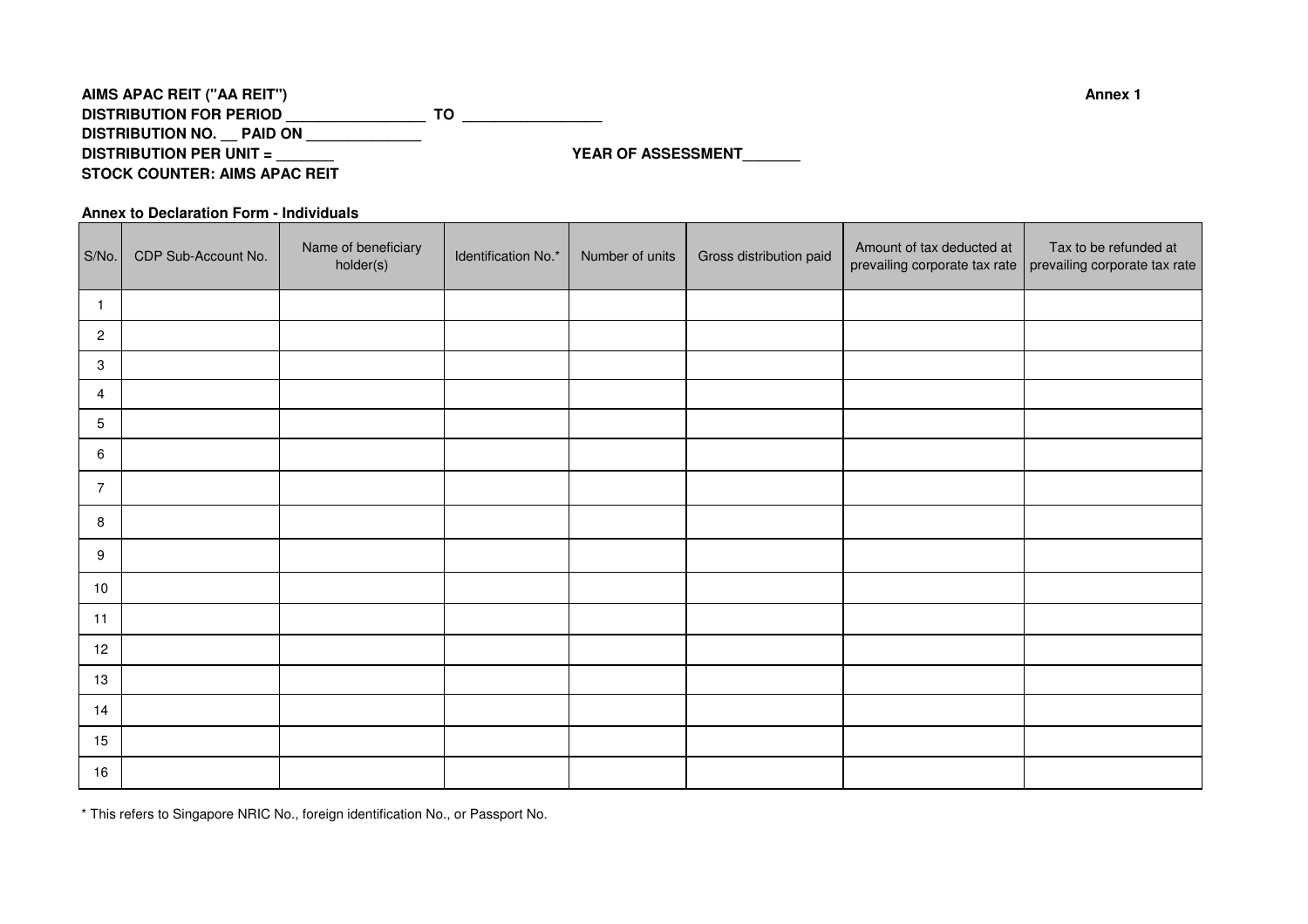**AIMS APAC REIT ("AA REIT")** **Annex 1**

**DISTRIBUTION FOR PERIOD ________________ TO ________________**

**DISTRIBUTION NO. __ PAID ON ______________**

**DISTRIBUTION PER UNIT = _______** **YEAR OF ASSESSMENT_______**

**STOCK COUNTER: AIMS APAC REIT**

**Annex to Declaration Form - Individuals**

| S/No. | CDP Sub-Account No. | Name of beneficiary holder(s) | Identification No.* | Number of units | Gross distribution paid | Amount of tax deducted at prevailing corporate tax rate | Tax to be refunded at prevailing corporate tax rate |
|---|---|---|---|---|---|---|---|
| 1 | | | | | | | |
| 2 | | | | | | | |
| 3 | | | | | | | |
| 4 | | | | | | | |
| 5 | | | | | | | |
| 6 | | | | | | | |
| 7 | | | | | | | |
| 8 | | | | | | | |
| 9 | | | | | | | |
| 10 | | | | | | | |
| 11 | | | | | | | |
| 12 | | | | | | | |
| 13 | | | | | | | |
| 14 | | | | | | | |
| 15 | | | | | | | |
| 16 | | | | | | | |

* This refers to Singapore NRIC No., foreign identification No., or Passport No.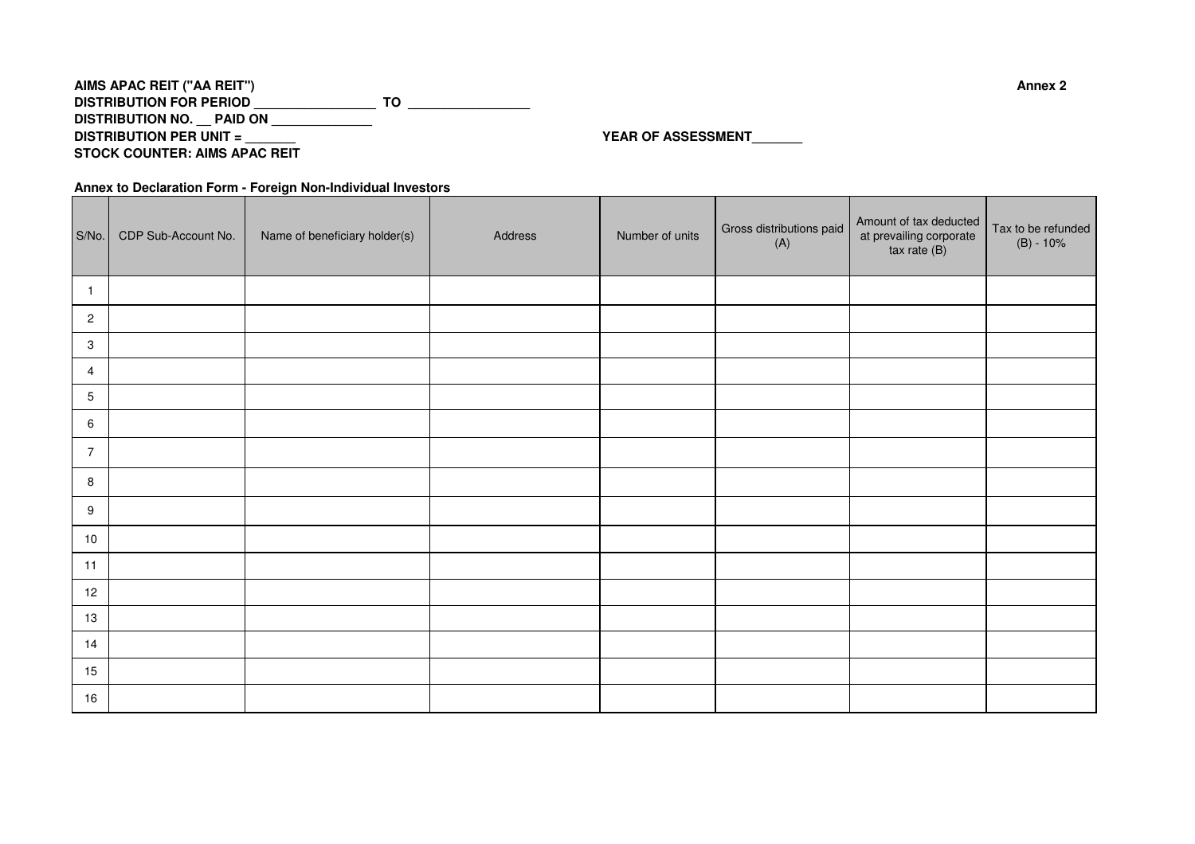**AIMS APAC REIT ("AA REIT")**
**DISTRIBUTION FOR PERIOD ________________ TO ________________**
**DISTRIBUTION NO. __ PAID ON ______________**
**DISTRIBUTION PER UNIT = _______**
**STOCK COUNTER: AIMS APAC REIT**

**YEAR OF ASSESSMENT_______**

**Annex 2**

**Annex to Declaration Form - Foreign Non-Individual Investors**

| S/No. | CDP Sub-Account No. | Name of beneficiary holder(s) | Address | Number of units | Gross distributions paid (A) | Amount of tax deducted at prevailing corporate tax rate (B) | Tax to be refunded (B) - 10% |
|---|---|---|---|---|---|---|---|
| 1 | | | | | | | |
| 2 | | | | | | | |
| 3 | | | | | | | |
| 4 | | | | | | | |
| 5 | | | | | | | |
| 6 | | | | | | | |
| 7 | | | | | | | |
| 8 | | | | | | | |
| 9 | | | | | | | |
| 10 | | | | | | | |
| 11 | | | | | | | |
| 12 | | | | | | | |
| 13 | | | | | | | |
| 14 | | | | | | | |
| 15 | | | | | | | |
| 16 | | | | | | | |